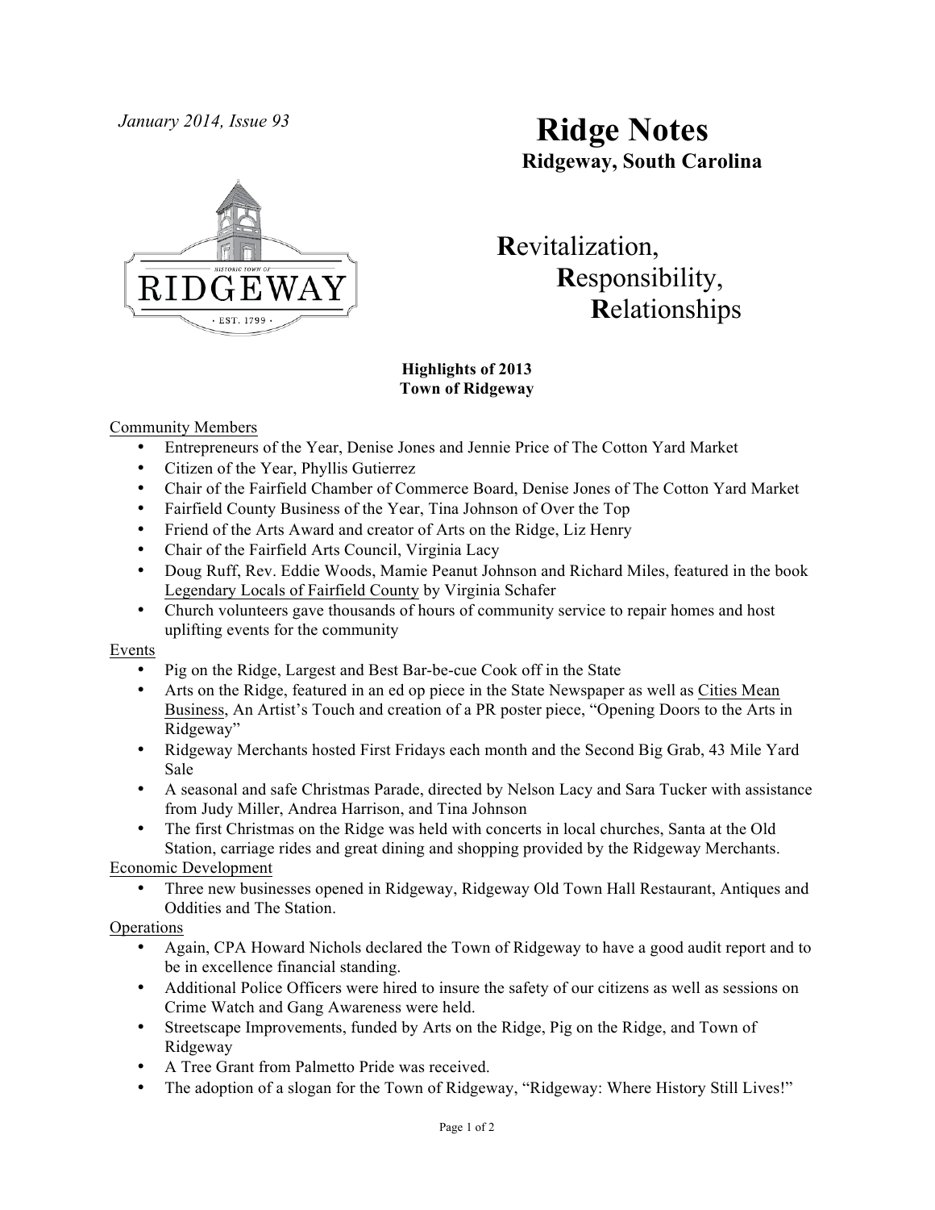*January 2014, Issue 93*

# Ridge Notes

**Ridgeway, South Carolina**

**R**evitalization,
**R**esponsibility,
**R**elationships

**Highlights of 2013**
**Town of Ridgeway**

Community Members

- Entrepreneurs of the Year, Denise Jones and Jennie Price of The Cotton Yard Market
- Citizen of the Year, Phyllis Gutierrez
- Chair of the Fairfield Chamber of Commerce Board, Denise Jones of The Cotton Yard Market
- Fairfield County Business of the Year, Tina Johnson of Over the Top
- Friend of the Arts Award and creator of Arts on the Ridge, Liz Henry
- Chair of the Fairfield Arts Council, Virginia Lacy
- Doug Ruff, Rev. Eddie Woods, Mamie Peanut Johnson and Richard Miles, featured in the book Legendary Locals of Fairfield County by Virginia Schafer
- Church volunteers gave thousands of hours of community service to repair homes and host uplifting events for the community

Events

- Pig on the Ridge, Largest and Best Bar-be-cue Cook off in the State
- Arts on the Ridge, featured in an ed op piece in the State Newspaper as well as Cities Mean Business, An Artist's Touch and creation of a PR poster piece, "Opening Doors to the Arts in Ridgeway"
- Ridgeway Merchants hosted First Fridays each month and the Second Big Grab, 43 Mile Yard Sale
- A seasonal and safe Christmas Parade, directed by Nelson Lacy and Sara Tucker with assistance from Judy Miller, Andrea Harrison, and Tina Johnson
- The first Christmas on the Ridge was held with concerts in local churches, Santa at the Old Station, carriage rides and great dining and shopping provided by the Ridgeway Merchants.

Economic Development

- Three new businesses opened in Ridgeway, Ridgeway Old Town Hall Restaurant, Antiques and Oddities and The Station.

Operations

- Again, CPA Howard Nichols declared the Town of Ridgeway to have a good audit report and to be in excellence financial standing.
- Additional Police Officers were hired to insure the safety of our citizens as well as sessions on Crime Watch and Gang Awareness were held.
- Streetscape Improvements, funded by Arts on the Ridge, Pig on the Ridge, and Town of Ridgeway
- A Tree Grant from Palmetto Pride was received.
- The adoption of a slogan for the Town of Ridgeway, "Ridgeway: Where History Still Lives!"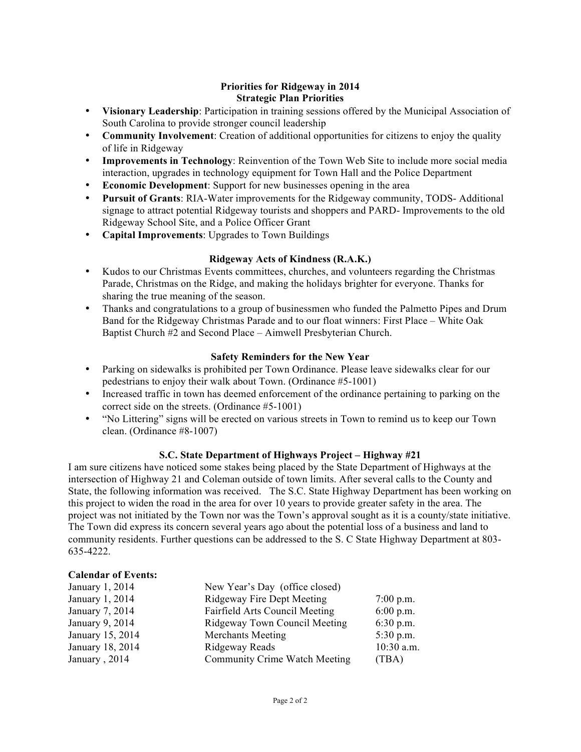## Priorities for Ridgeway in 2014
### Strategic Plan Priorities

- **Visionary Leadership**: Participation in training sessions offered by the Municipal Association of South Carolina to provide stronger council leadership
- **Community Involvement**: Creation of additional opportunities for citizens to enjoy the quality of life in Ridgeway
- **Improvements in Technology**: Reinvention of the Town Web Site to include more social media interaction, upgrades in technology equipment for Town Hall and the Police Department
- **Economic Development**: Support for new businesses opening in the area
- **Pursuit of Grants**: RIA-Water improvements for the Ridgeway community, TODS- Additional signage to attract potential Ridgeway tourists and shoppers and PARD- Improvements to the old Ridgeway School Site, and a Police Officer Grant
- **Capital Improvements**: Upgrades to Town Buildings

### Ridgeway Acts of Kindness (R.A.K.)

- Kudos to our Christmas Events committees, churches, and volunteers regarding the Christmas Parade, Christmas on the Ridge, and making the holidays brighter for everyone. Thanks for sharing the true meaning of the season.
- Thanks and congratulations to a group of businessmen who funded the Palmetto Pipes and Drum Band for the Ridgeway Christmas Parade and to our float winners: First Place – White Oak Baptist Church #2 and Second Place – Aimwell Presbyterian Church.

### Safety Reminders for the New Year

- Parking on sidewalks is prohibited per Town Ordinance. Please leave sidewalks clear for our pedestrians to enjoy their walk about Town. (Ordinance #5-1001)
- Increased traffic in town has deemed enforcement of the ordinance pertaining to parking on the correct side on the streets. (Ordinance #5-1001)
- "No Littering" signs will be erected on various streets in Town to remind us to keep our Town clean. (Ordinance #8-1007)

### S.C. State Department of Highways Project – Highway #21

I am sure citizens have noticed some stakes being placed by the State Department of Highways at the intersection of Highway 21 and Coleman outside of town limits. After several calls to the County and State, the following information was received. The S.C. State Highway Department has been working on this project to widen the road in the area for over 10 years to provide greater safety in the area. The project was not initiated by the Town nor was the Town's approval sought as it is a county/state initiative. The Town did express its concern several years ago about the potential loss of a business and land to community residents. Further questions can be addressed to the S. C State Highway Department at 803-635-4222.

**Calendar of Events:**

| | | |
|---|---|---|
| January 1, 2014 | New Year's Day (office closed) | |
| January 1, 2014 | Ridgeway Fire Dept Meeting | 7:00 p.m. |
| January 7, 2014 | Fairfield Arts Council Meeting | 6:00 p.m. |
| January 9, 2014 | Ridgeway Town Council Meeting | 6:30 p.m. |
| January 15, 2014 | Merchants Meeting | 5:30 p.m. |
| January 18, 2014 | Ridgeway Reads | 10:30 a.m. |
| January , 2014 | Community Crime Watch Meeting | (TBA) |